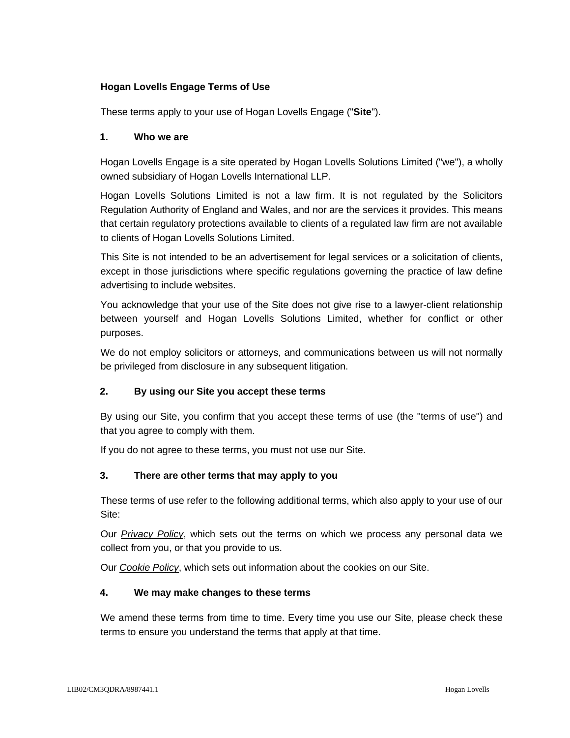# Hogan Lovells Engage Terms of Use

These terms apply to your use of Hogan Lovells Engage ("**Site**").

## 1. Who we are

Hogan Lovells Engage is a site operated by Hogan Lovells Solutions Limited ("we"), a wholly owned subsidiary of Hogan Lovells International LLP.

Hogan Lovells Solutions Limited is not a law firm. It is not regulated by the Solicitors Regulation Authority of England and Wales, and nor are the services it provides. This means that certain regulatory protections available to clients of a regulated law firm are not available to clients of Hogan Lovells Solutions Limited.

This Site is not intended to be an advertisement for legal services or a solicitation of clients, except in those jurisdictions where specific regulations governing the practice of law define advertising to include websites.

You acknowledge that your use of the Site does not give rise to a lawyer-client relationship between yourself and Hogan Lovells Solutions Limited, whether for conflict or other purposes.

We do not employ solicitors or attorneys, and communications between us will not normally be privileged from disclosure in any subsequent litigation.

## 2. By using our Site you accept these terms

By using our Site, you confirm that you accept these terms of use (the "terms of use") and that you agree to comply with them.

If you do not agree to these terms, you must not use our Site.

## 3. There are other terms that may apply to you

These terms of use refer to the following additional terms, which also apply to your use of our Site:

Our *Privacy Policy*, which sets out the terms on which we process any personal data we collect from you, or that you provide to us.

Our *Cookie Policy*, which sets out information about the cookies on our Site.

## 4. We may make changes to these terms

We amend these terms from time to time. Every time you use our Site, please check these terms to ensure you understand the terms that apply at that time.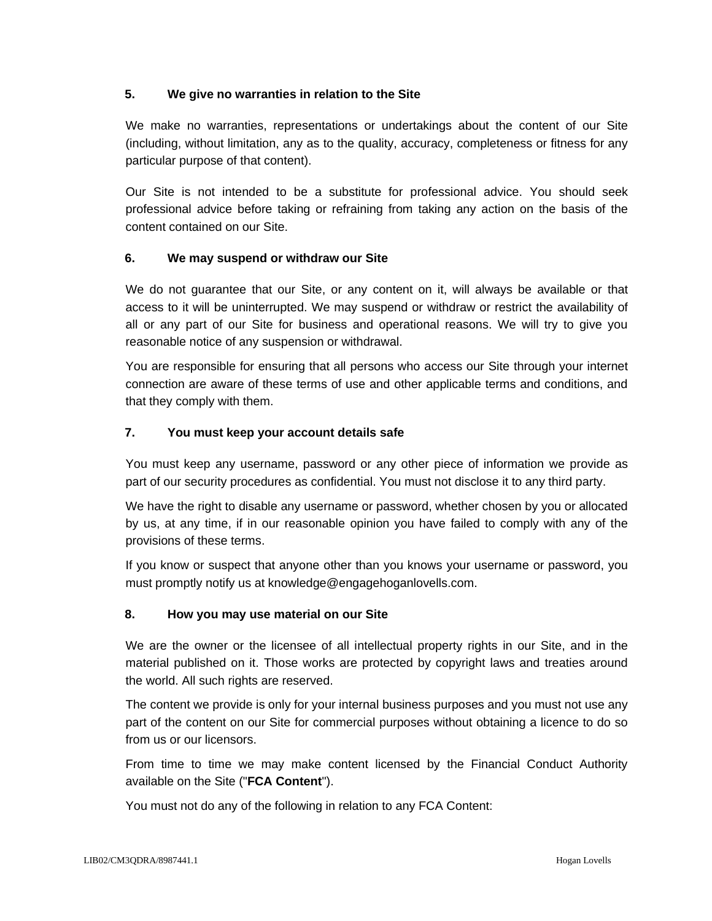## 5. We give no warranties in relation to the Site

We make no warranties, representations or undertakings about the content of our Site (including, without limitation, any as to the quality, accuracy, completeness or fitness for any particular purpose of that content).

Our Site is not intended to be a substitute for professional advice. You should seek professional advice before taking or refraining from taking any action on the basis of the content contained on our Site.

## 6. We may suspend or withdraw our Site

We do not guarantee that our Site, or any content on it, will always be available or that access to it will be uninterrupted. We may suspend or withdraw or restrict the availability of all or any part of our Site for business and operational reasons. We will try to give you reasonable notice of any suspension or withdrawal.

You are responsible for ensuring that all persons who access our Site through your internet connection are aware of these terms of use and other applicable terms and conditions, and that they comply with them.

## 7. You must keep your account details safe

You must keep any username, password or any other piece of information we provide as part of our security procedures as confidential. You must not disclose it to any third party.

We have the right to disable any username or password, whether chosen by you or allocated by us, at any time, if in our reasonable opinion you have failed to comply with any of the provisions of these terms.

If you know or suspect that anyone other than you knows your username or password, you must promptly notify us at knowledge@engagehoganlovells.com.

## 8. How you may use material on our Site

We are the owner or the licensee of all intellectual property rights in our Site, and in the material published on it. Those works are protected by copyright laws and treaties around the world. All such rights are reserved.

The content we provide is only for your internal business purposes and you must not use any part of the content on our Site for commercial purposes without obtaining a licence to do so from us or our licensors.

From time to time we may make content licensed by the Financial Conduct Authority available on the Site ("**FCA Content**").

You must not do any of the following in relation to any FCA Content: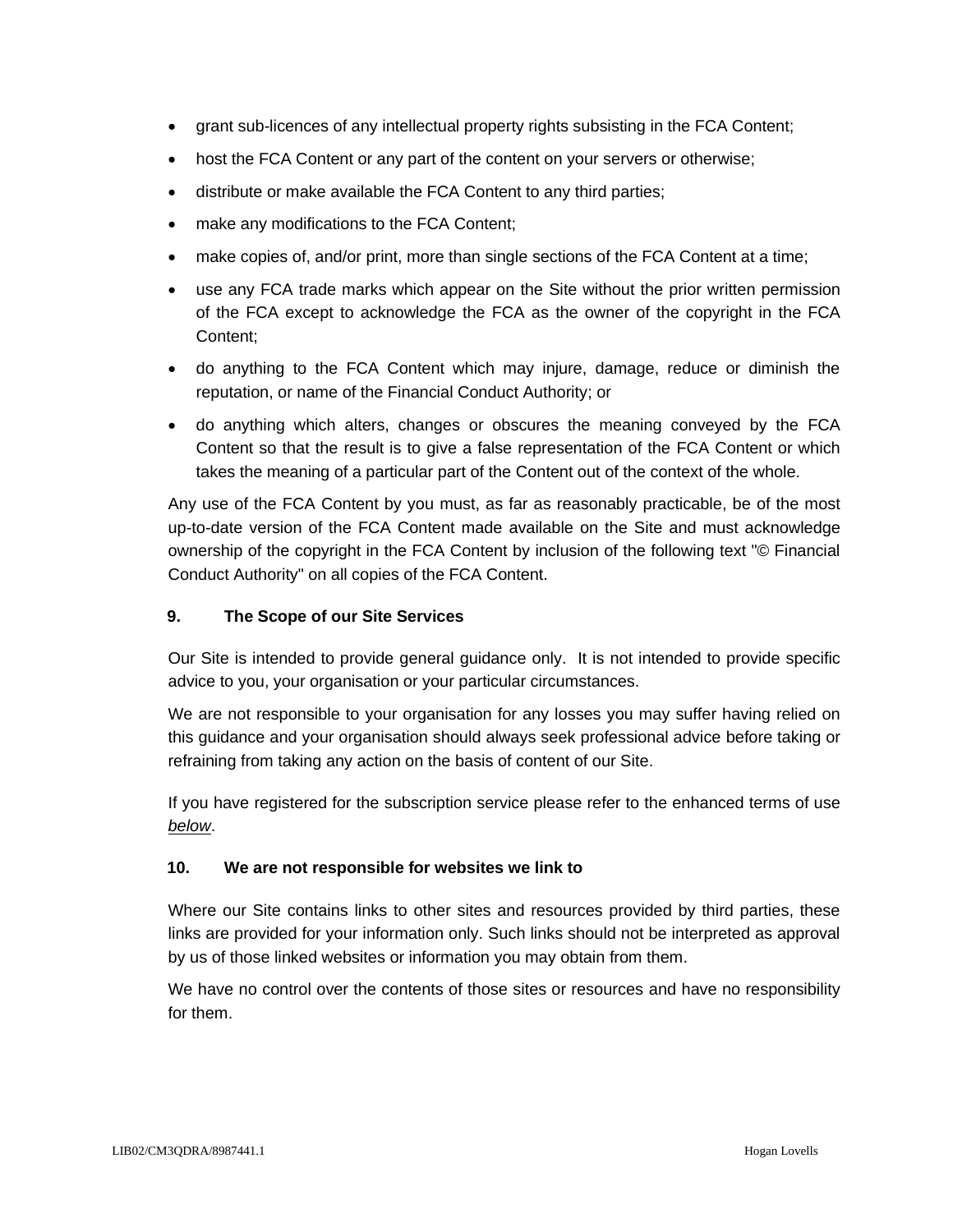- grant sub-licences of any intellectual property rights subsisting in the FCA Content;
- host the FCA Content or any part of the content on your servers or otherwise;
- distribute or make available the FCA Content to any third parties;
- make any modifications to the FCA Content;
- make copies of, and/or print, more than single sections of the FCA Content at a time;
- use any FCA trade marks which appear on the Site without the prior written permission of the FCA except to acknowledge the FCA as the owner of the copyright in the FCA Content;
- do anything to the FCA Content which may injure, damage, reduce or diminish the reputation, or name of the Financial Conduct Authority; or
- do anything which alters, changes or obscures the meaning conveyed by the FCA Content so that the result is to give a false representation of the FCA Content or which takes the meaning of a particular part of the Content out of the context of the whole.

Any use of the FCA Content by you must, as far as reasonably practicable, be of the most up-to-date version of the FCA Content made available on the Site and must acknowledge ownership of the copyright in the FCA Content by inclusion of the following text "© Financial Conduct Authority" on all copies of the FCA Content.

### 9. The Scope of our Site Services

Our Site is intended to provide general guidance only. It is not intended to provide specific advice to you, your organisation or your particular circumstances.

We are not responsible to your organisation for any losses you may suffer having relied on this guidance and your organisation should always seek professional advice before taking or refraining from taking any action on the basis of content of our Site.

If you have registered for the subscription service please refer to the enhanced terms of use *below*.

### 10. We are not responsible for websites we link to

Where our Site contains links to other sites and resources provided by third parties, these links are provided for your information only. Such links should not be interpreted as approval by us of those linked websites or information you may obtain from them.

We have no control over the contents of those sites or resources and have no responsibility for them.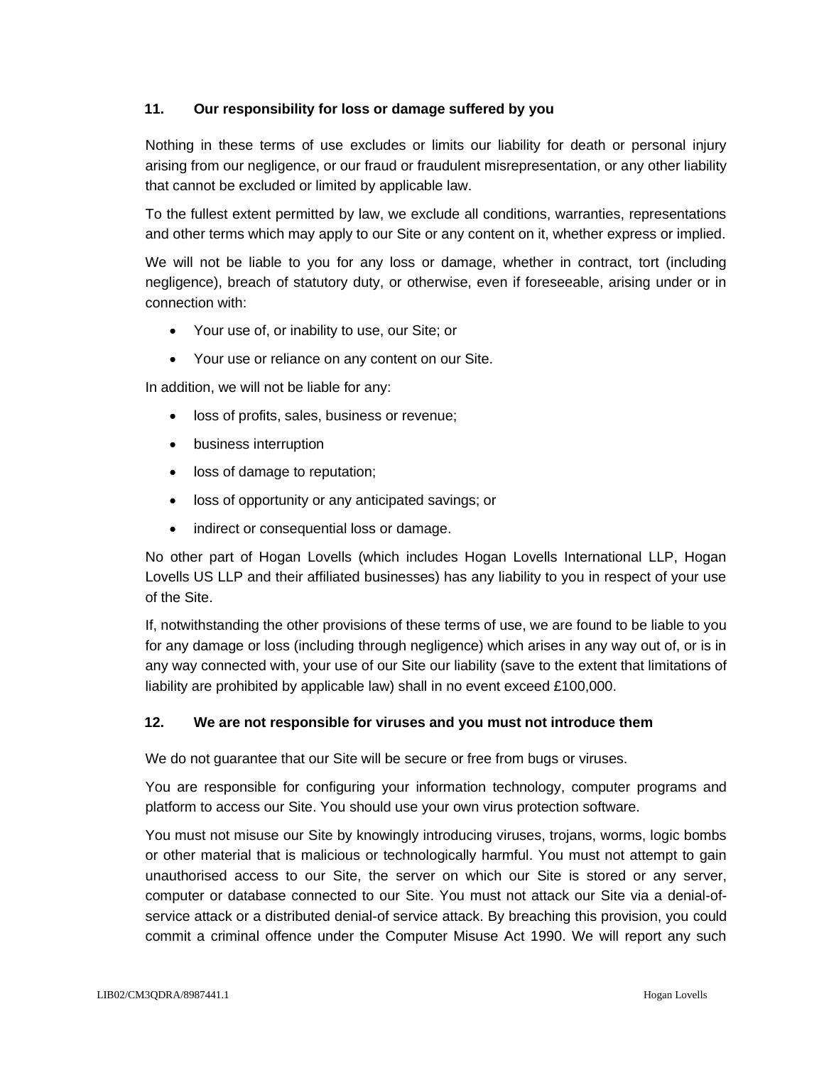## 11. Our responsibility for loss or damage suffered by you

Nothing in these terms of use excludes or limits our liability for death or personal injury arising from our negligence, or our fraud or fraudulent misrepresentation, or any other liability that cannot be excluded or limited by applicable law.

To the fullest extent permitted by law, we exclude all conditions, warranties, representations and other terms which may apply to our Site or any content on it, whether express or implied.

We will not be liable to you for any loss or damage, whether in contract, tort (including negligence), breach of statutory duty, or otherwise, even if foreseeable, arising under or in connection with:

- Your use of, or inability to use, our Site; or
- Your use or reliance on any content on our Site.

In addition, we will not be liable for any:

- loss of profits, sales, business or revenue;
- business interruption
- loss of damage to reputation;
- loss of opportunity or any anticipated savings; or
- indirect or consequential loss or damage.

No other part of Hogan Lovells (which includes Hogan Lovells International LLP, Hogan Lovells US LLP and their affiliated businesses) has any liability to you in respect of your use of the Site.

If, notwithstanding the other provisions of these terms of use, we are found to be liable to you for any damage or loss (including through negligence) which arises in any way out of, or is in any way connected with, your use of our Site our liability (save to the extent that limitations of liability are prohibited by applicable law) shall in no event exceed £100,000.

## 12. We are not responsible for viruses and you must not introduce them

We do not guarantee that our Site will be secure or free from bugs or viruses.

You are responsible for configuring your information technology, computer programs and platform to access our Site. You should use your own virus protection software.

You must not misuse our Site by knowingly introducing viruses, trojans, worms, logic bombs or other material that is malicious or technologically harmful. You must not attempt to gain unauthorised access to our Site, the server on which our Site is stored or any server, computer or database connected to our Site. You must not attack our Site via a denial-of-service attack or a distributed denial-of service attack. By breaching this provision, you could commit a criminal offence under the Computer Misuse Act 1990. We will report any such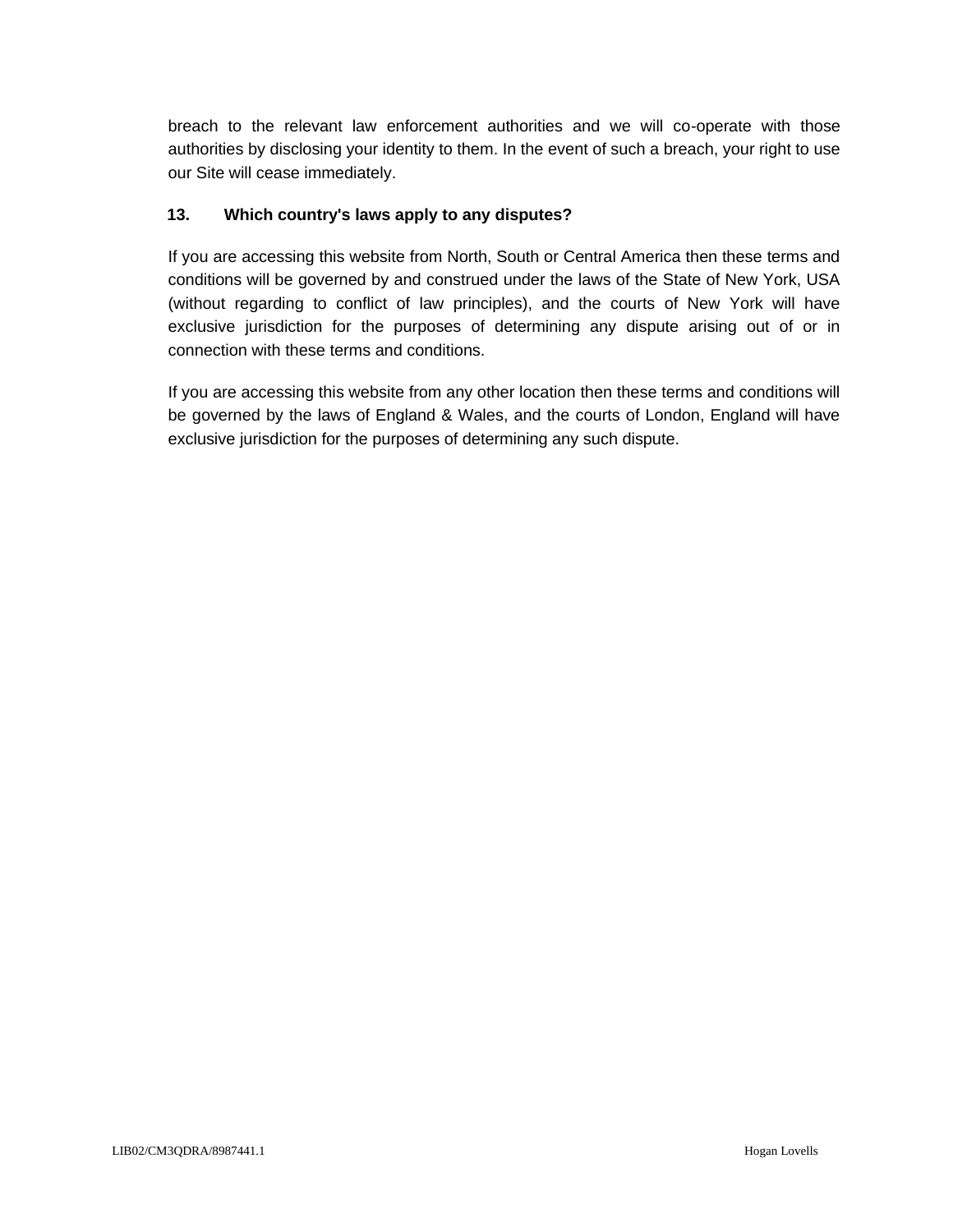breach to the relevant law enforcement authorities and we will co-operate with those authorities by disclosing your identity to them. In the event of such a breach, your right to use our Site will cease immediately.

## 13. Which country's laws apply to any disputes?

If you are accessing this website from North, South or Central America then these terms and conditions will be governed by and construed under the laws of the State of New York, USA (without regarding to conflict of law principles), and the courts of New York will have exclusive jurisdiction for the purposes of determining any dispute arising out of or in connection with these terms and conditions.

If you are accessing this website from any other location then these terms and conditions will be governed by the laws of England & Wales, and the courts of London, England will have exclusive jurisdiction for the purposes of determining any such dispute.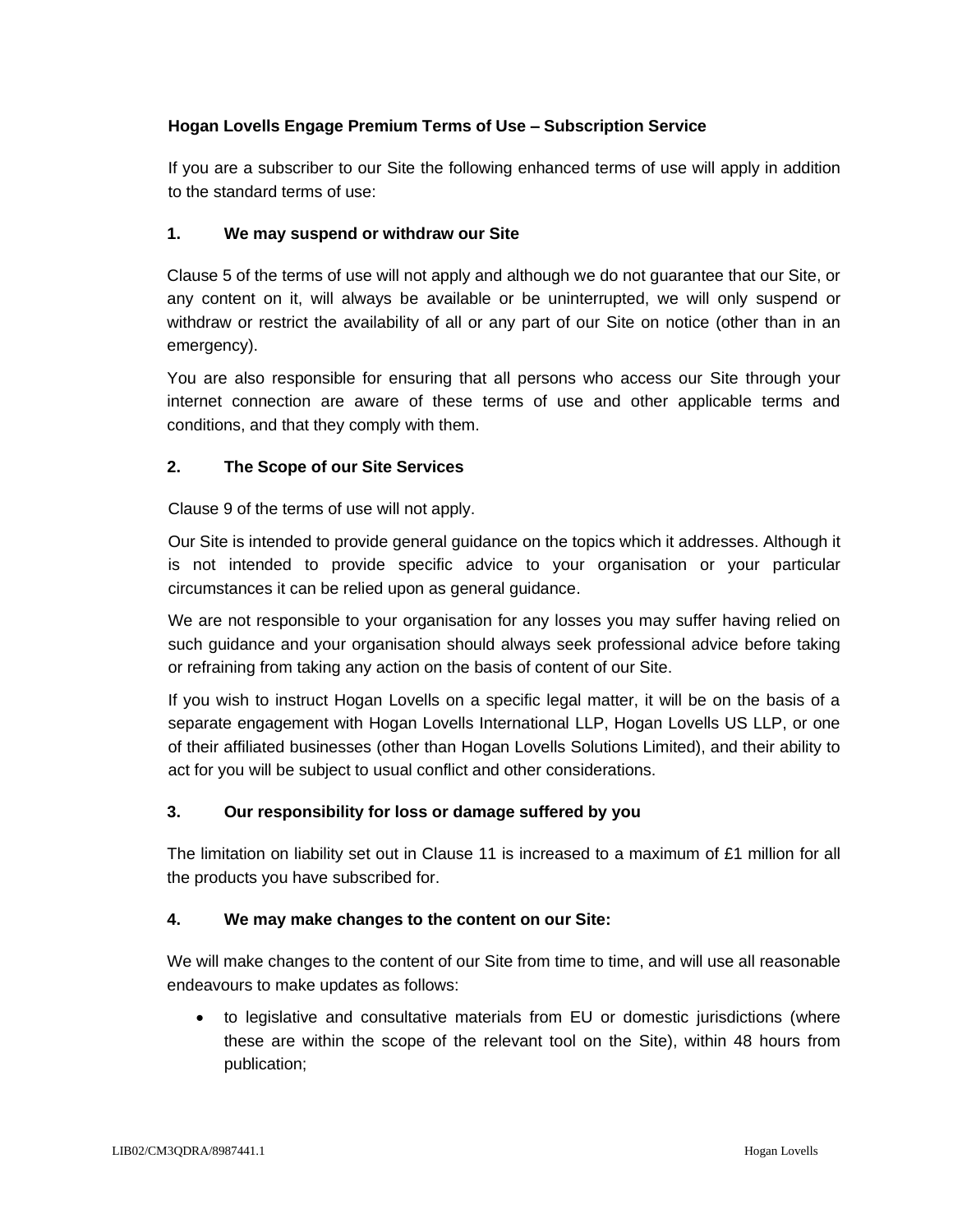**Hogan Lovells Engage Premium Terms of Use – Subscription Service**

If you are a subscriber to our Site the following enhanced terms of use will apply in addition to the standard terms of use:

**1. We may suspend or withdraw our Site**

Clause 5 of the terms of use will not apply and although we do not guarantee that our Site, or any content on it, will always be available or be uninterrupted, we will only suspend or withdraw or restrict the availability of all or any part of our Site on notice (other than in an emergency).

You are also responsible for ensuring that all persons who access our Site through your internet connection are aware of these terms of use and other applicable terms and conditions, and that they comply with them.

**2. The Scope of our Site Services**

Clause 9 of the terms of use will not apply.

Our Site is intended to provide general guidance on the topics which it addresses. Although it is not intended to provide specific advice to your organisation or your particular circumstances it can be relied upon as general guidance.

We are not responsible to your organisation for any losses you may suffer having relied on such guidance and your organisation should always seek professional advice before taking or refraining from taking any action on the basis of content of our Site.

If you wish to instruct Hogan Lovells on a specific legal matter, it will be on the basis of a separate engagement with Hogan Lovells International LLP, Hogan Lovells US LLP, or one of their affiliated businesses (other than Hogan Lovells Solutions Limited), and their ability to act for you will be subject to usual conflict and other considerations.

**3. Our responsibility for loss or damage suffered by you**

The limitation on liability set out in Clause 11 is increased to a maximum of £1 million for all the products you have subscribed for.

**4. We may make changes to the content on our Site:**

We will make changes to the content of our Site from time to time, and will use all reasonable endeavours to make updates as follows:

- to legislative and consultative materials from EU or domestic jurisdictions (where these are within the scope of the relevant tool on the Site), within 48 hours from publication;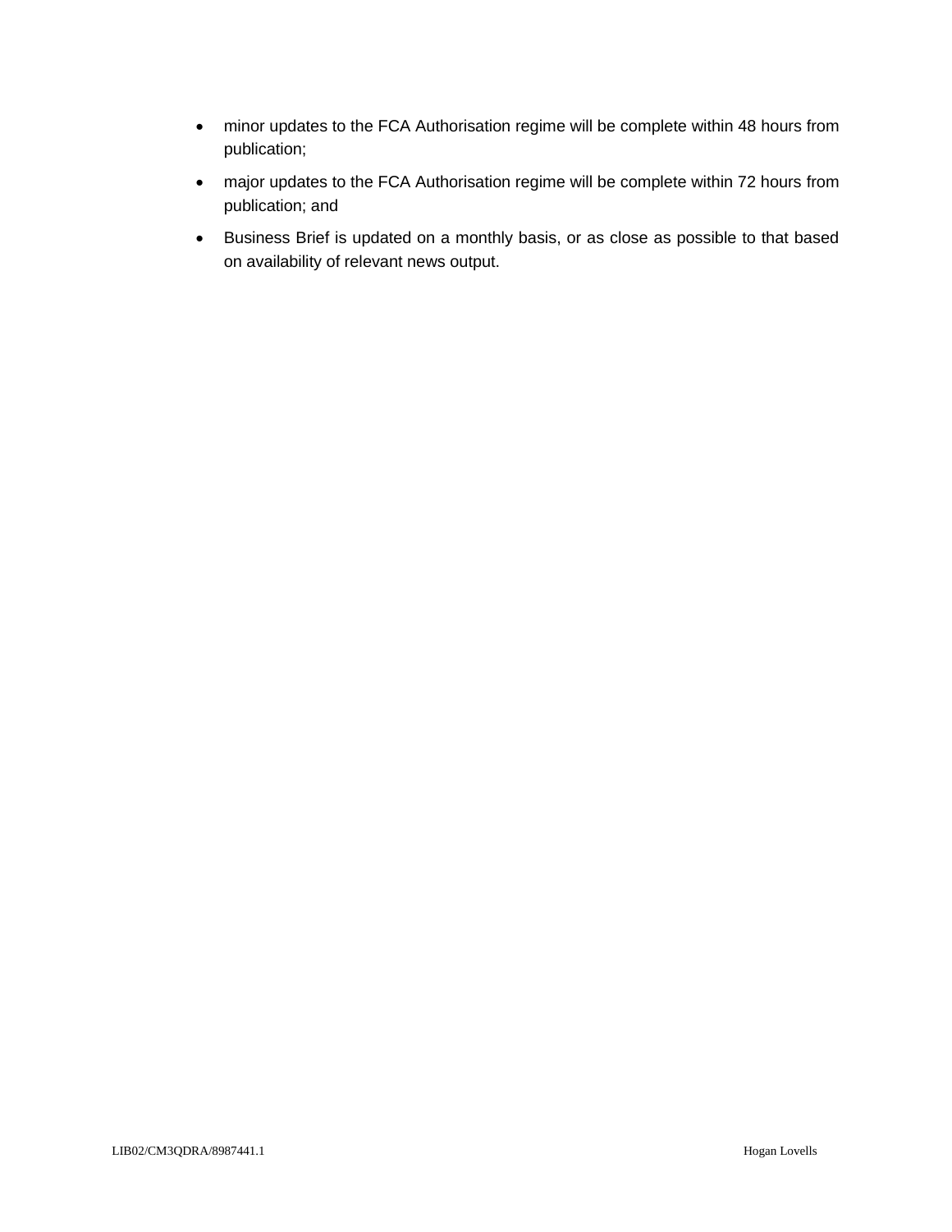- minor updates to the FCA Authorisation regime will be complete within 48 hours from publication;
- major updates to the FCA Authorisation regime will be complete within 72 hours from publication; and
- Business Brief is updated on a monthly basis, or as close as possible to that based on availability of relevant news output.